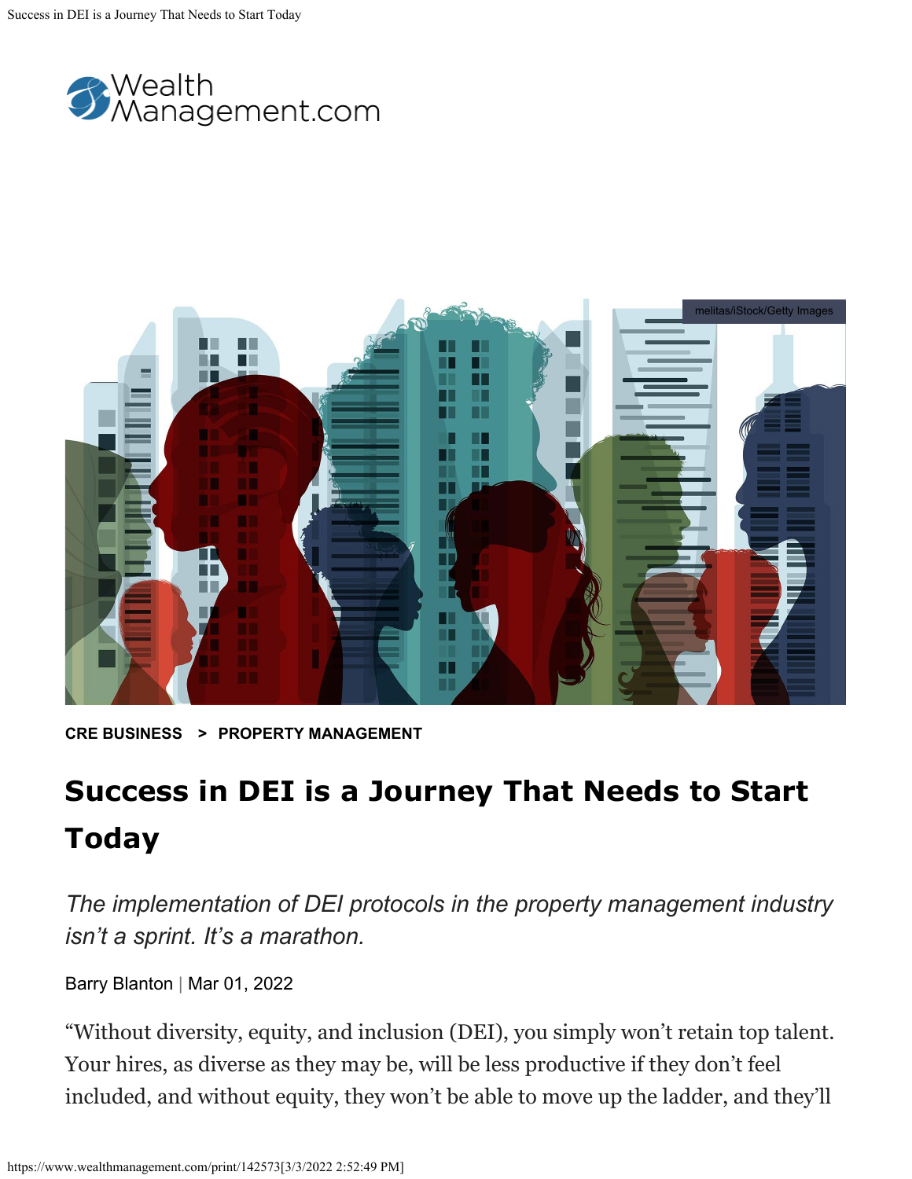Wealth Management.com

melitas/iStock/Getty Images

**CRE BUSINESS** > **PROPERTY MANAGEMENT**

# Success in DEI is a Journey That Needs to Start Today

*The implementation of DEI protocols in the property management industry isn't a sprint. It's a marathon.*

Barry Blanton | Mar 01, 2022

"Without diversity, equity, and inclusion (DEI), you simply won't retain top talent. Your hires, as diverse as they may be, will be less productive if they don't feel included, and without equity, they won't be able to move up the ladder, and they'll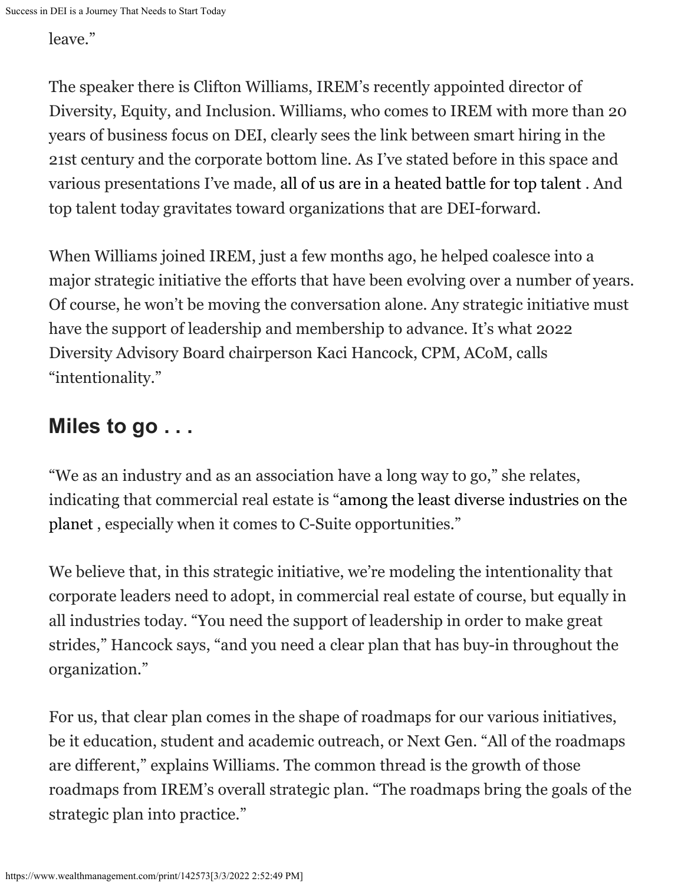leave."

The speaker there is Clifton Williams, IREM's recently appointed director of Diversity, Equity, and Inclusion. Williams, who comes to IREM with more than 20 years of business focus on DEI, clearly sees the link between smart hiring in the 21st century and the corporate bottom line. As I've stated before in this space and various presentations I've made, all of us are in a heated battle for top talent . And top talent today gravitates toward organizations that are DEI-forward.

When Williams joined IREM, just a few months ago, he helped coalesce into a major strategic initiative the efforts that have been evolving over a number of years. Of course, he won't be moving the conversation alone. Any strategic initiative must have the support of leadership and membership to advance. It's what 2022 Diversity Advisory Board chairperson Kaci Hancock, CPM, ACoM, calls "intentionality."

## Miles to go . . .

"We as an industry and as an association have a long way to go," she relates, indicating that commercial real estate is "among the least diverse industries on the planet , especially when it comes to C-Suite opportunities."

We believe that, in this strategic initiative, we're modeling the intentionality that corporate leaders need to adopt, in commercial real estate of course, but equally in all industries today. "You need the support of leadership in order to make great strides," Hancock says, "and you need a clear plan that has buy-in throughout the organization."

For us, that clear plan comes in the shape of roadmaps for our various initiatives, be it education, student and academic outreach, or Next Gen. "All of the roadmaps are different," explains Williams. The common thread is the growth of those roadmaps from IREM's overall strategic plan. "The roadmaps bring the goals of the strategic plan into practice."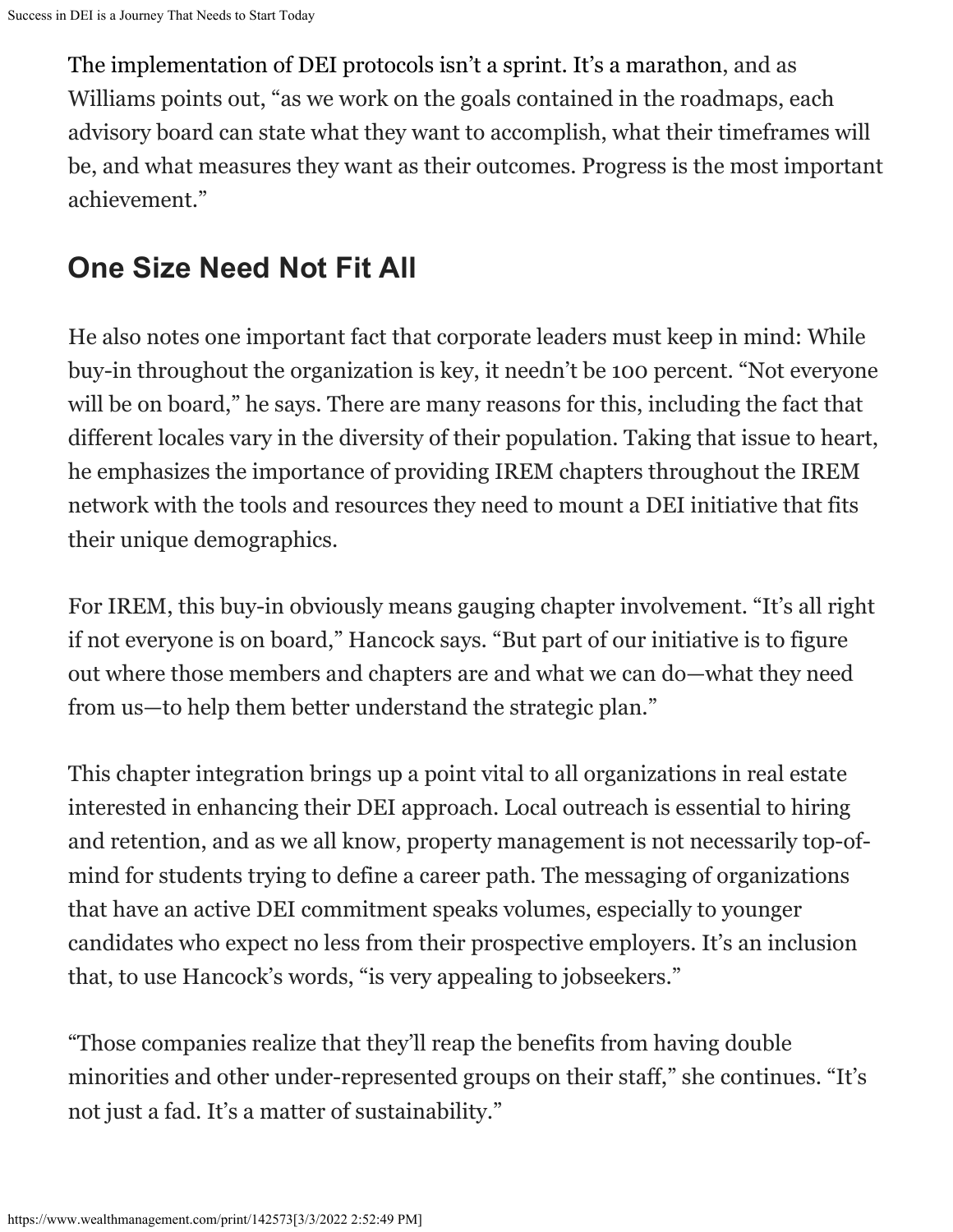The implementation of DEI protocols isn't a sprint. It's a marathon, and as Williams points out, "as we work on the goals contained in the roadmaps, each advisory board can state what they want to accomplish, what their timeframes will be, and what measures they want as their outcomes. Progress is the most important achievement."

## One Size Need Not Fit All

He also notes one important fact that corporate leaders must keep in mind: While buy-in throughout the organization is key, it needn't be 100 percent. "Not everyone will be on board," he says. There are many reasons for this, including the fact that different locales vary in the diversity of their population. Taking that issue to heart, he emphasizes the importance of providing IREM chapters throughout the IREM network with the tools and resources they need to mount a DEI initiative that fits their unique demographics.

For IREM, this buy-in obviously means gauging chapter involvement. "It's all right if not everyone is on board," Hancock says. "But part of our initiative is to figure out where those members and chapters are and what we can do—what they need from us—to help them better understand the strategic plan."

This chapter integration brings up a point vital to all organizations in real estate interested in enhancing their DEI approach. Local outreach is essential to hiring and retention, and as we all know, property management is not necessarily top-of-mind for students trying to define a career path. The messaging of organizations that have an active DEI commitment speaks volumes, especially to younger candidates who expect no less from their prospective employers. It's an inclusion that, to use Hancock's words, "is very appealing to jobseekers."

"Those companies realize that they'll reap the benefits from having double minorities and other under-represented groups on their staff," she continues. "It's not just a fad. It's a matter of sustainability."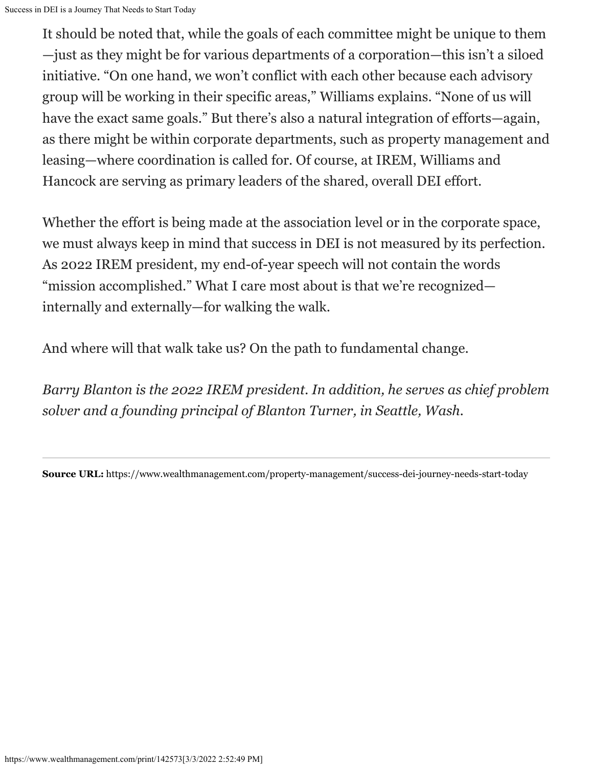It should be noted that, while the goals of each committee might be unique to them—just as they might be for various departments of a corporation—this isn't a siloed initiative. "On one hand, we won't conflict with each other because each advisory group will be working in their specific areas," Williams explains. "None of us will have the exact same goals." But there's also a natural integration of efforts—again, as there might be within corporate departments, such as property management and leasing—where coordination is called for. Of course, at IREM, Williams and Hancock are serving as primary leaders of the shared, overall DEI effort.

Whether the effort is being made at the association level or in the corporate space, we must always keep in mind that success in DEI is not measured by its perfection. As 2022 IREM president, my end-of-year speech will not contain the words "mission accomplished." What I care most about is that we're recognized—internally and externally—for walking the walk.

And where will that walk take us? On the path to fundamental change.

*Barry Blanton is the 2022 IREM president. In addition, he serves as chief problem solver and a founding principal of Blanton Turner, in Seattle, Wash.*

---

**Source URL:** https://www.wealthmanagement.com/property-management/success-dei-journey-needs-start-today